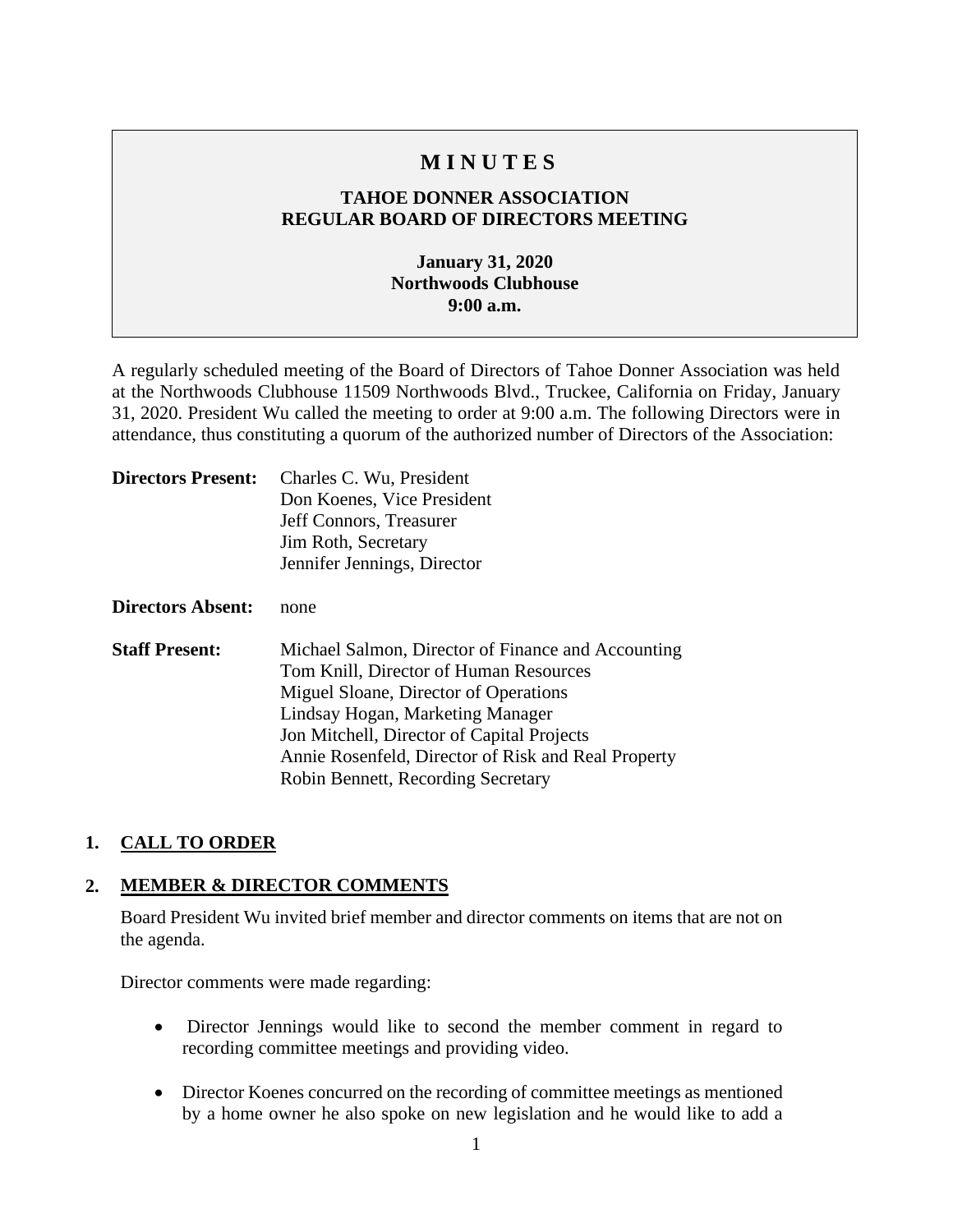# MINUTES

## TAHOE DONNER ASSOCIATION
## REGULAR BOARD OF DIRECTORS MEETING

**January 31, 2020**
**Northwoods Clubhouse**
**9:00 a.m.**

A regularly scheduled meeting of the Board of Directors of Tahoe Donner Association was held at the Northwoods Clubhouse 11509 Northwoods Blvd., Truckee, California on Friday, January 31, 2020. President Wu called the meeting to order at 9:00 a.m. The following Directors were in attendance, thus constituting a quorum of the authorized number of Directors of the Association:

**Directors Present:** Charles C. Wu, President
Don Koenes, Vice President
Jeff Connors, Treasurer
Jim Roth, Secretary
Jennifer Jennings, Director

**Directors Absent:** none

**Staff Present:** Michael Salmon, Director of Finance and Accounting
Tom Knill, Director of Human Resources
Miguel Sloane, Director of Operations
Lindsay Hogan, Marketing Manager
Jon Mitchell, Director of Capital Projects
Annie Rosenfeld, Director of Risk and Real Property
Robin Bennett, Recording Secretary

## 1. CALL TO ORDER

## 2. MEMBER & DIRECTOR COMMENTS

Board President Wu invited brief member and director comments on items that are not on the agenda.

Director comments were made regarding:

- Director Jennings would like to second the member comment in regard to recording committee meetings and providing video.
- Director Koenes concurred on the recording of committee meetings as mentioned by a home owner he also spoke on new legislation and he would like to add a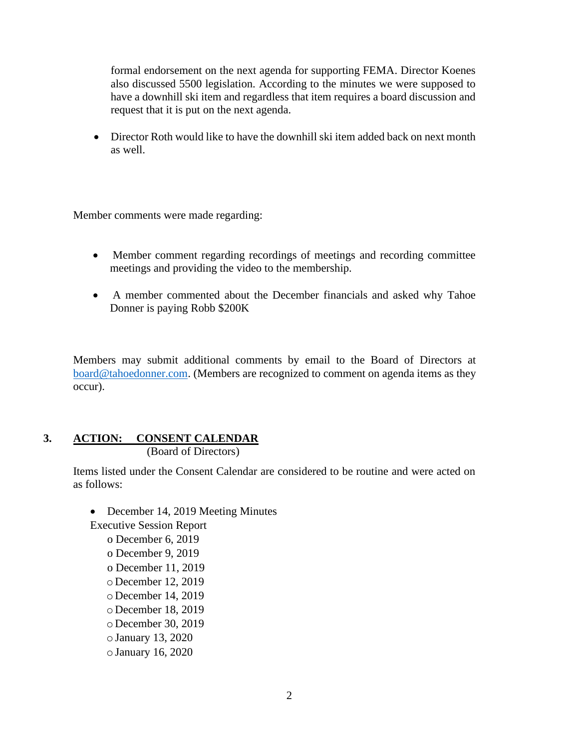formal endorsement on the next agenda for supporting FEMA. Director Koenes also discussed 5500 legislation. According to the minutes we were supposed to have a downhill ski item and regardless that item requires a board discussion and request that it is put on the next agenda.

- Director Roth would like to have the downhill ski item added back on next month as well.

Member comments were made regarding:

- Member comment regarding recordings of meetings and recording committee meetings and providing the video to the membership.
- A member commented about the December financials and asked why Tahoe Donner is paying Robb $200K

Members may submit additional comments by email to the Board of Directors at board@tahoedonner.com. (Members are recognized to comment on agenda items as they occur).

## 3. ACTION: CONSENT CALENDAR
(Board of Directors)

Items listed under the Consent Calendar are considered to be routine and were acted on as follows:

- December 14, 2019 Meeting Minutes

Executive Session Report
  - December 6, 2019
  - December 9, 2019
  - December 11, 2019
  - December 12, 2019
  - December 14, 2019
  - December 18, 2019
  - December 30, 2019
  - January 13, 2020
  - January 16, 2020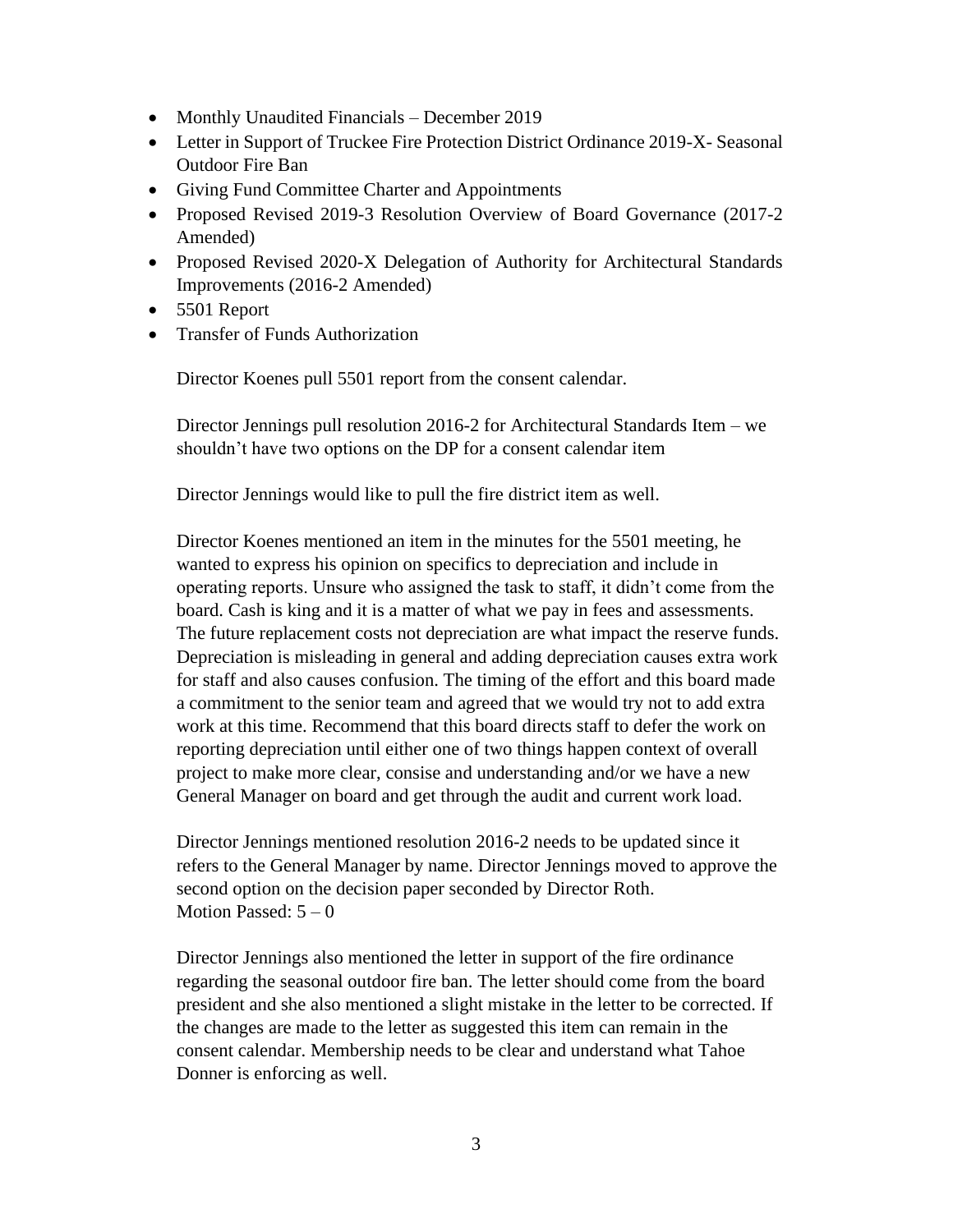- Monthly Unaudited Financials – December 2019
- Letter in Support of Truckee Fire Protection District Ordinance 2019-X- Seasonal Outdoor Fire Ban
- Giving Fund Committee Charter and Appointments
- Proposed Revised 2019-3 Resolution Overview of Board Governance (2017-2 Amended)
- Proposed Revised 2020-X Delegation of Authority for Architectural Standards Improvements (2016-2 Amended)
- 5501 Report
- Transfer of Funds Authorization

Director Koenes pull 5501 report from the consent calendar.

Director Jennings pull resolution 2016-2 for Architectural Standards Item – we shouldn't have two options on the DP for a consent calendar item

Director Jennings would like to pull the fire district item as well.

Director Koenes mentioned an item in the minutes for the 5501 meeting, he wanted to express his opinion on specifics to depreciation and include in operating reports. Unsure who assigned the task to staff, it didn't come from the board. Cash is king and it is a matter of what we pay in fees and assessments. The future replacement costs not depreciation are what impact the reserve funds. Depreciation is misleading in general and adding depreciation causes extra work for staff and also causes confusion. The timing of the effort and this board made a commitment to the senior team and agreed that we would try not to add extra work at this time. Recommend that this board directs staff to defer the work on reporting depreciation until either one of two things happen context of overall project to make more clear, consise and understanding and/or we have a new General Manager on board and get through the audit and current work load.

Director Jennings mentioned resolution 2016-2 needs to be updated since it refers to the General Manager by name. Director Jennings moved to approve the second option on the decision paper seconded by Director Roth.
Motion Passed: 5 – 0

Director Jennings also mentioned the letter in support of the fire ordinance regarding the seasonal outdoor fire ban. The letter should come from the board president and she also mentioned a slight mistake in the letter to be corrected. If the changes are made to the letter as suggested this item can remain in the consent calendar. Membership needs to be clear and understand what Tahoe Donner is enforcing as well.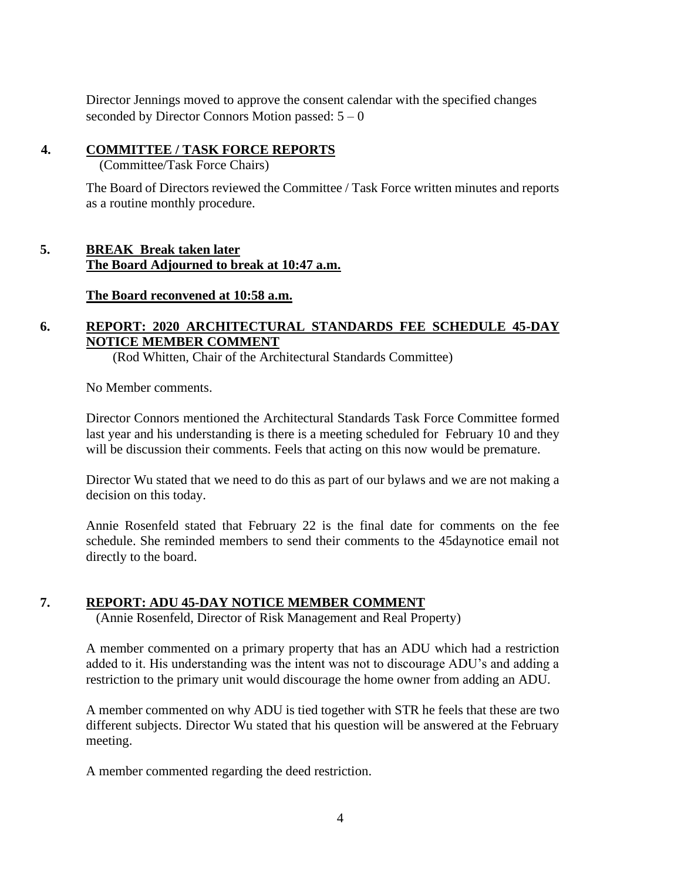Director Jennings moved to approve the consent calendar with the specified changes seconded by Director Connors Motion passed: 5 – 0

## 4. COMMITTEE / TASK FORCE REPORTS

(Committee/Task Force Chairs)

The Board of Directors reviewed the Committee / Task Force written minutes and reports as a routine monthly procedure.

## 5. BREAK Break taken later

**The Board Adjourned to break at 10:47 a.m.**

**The Board reconvened at 10:58 a.m.**

## 6. REPORT: 2020 ARCHITECTURAL STANDARDS FEE SCHEDULE 45-DAY NOTICE MEMBER COMMENT

(Rod Whitten, Chair of the Architectural Standards Committee)

No Member comments.

Director Connors mentioned the Architectural Standards Task Force Committee formed last year and his understanding is there is a meeting scheduled for February 10 and they will be discussion their comments. Feels that acting on this now would be premature.

Director Wu stated that we need to do this as part of our bylaws and we are not making a decision on this today.

Annie Rosenfeld stated that February 22 is the final date for comments on the fee schedule. She reminded members to send their comments to the 45daynotice email not directly to the board.

## 7. REPORT: ADU 45-DAY NOTICE MEMBER COMMENT

(Annie Rosenfeld, Director of Risk Management and Real Property)

A member commented on a primary property that has an ADU which had a restriction added to it. His understanding was the intent was not to discourage ADU's and adding a restriction to the primary unit would discourage the home owner from adding an ADU.

A member commented on why ADU is tied together with STR he feels that these are two different subjects. Director Wu stated that his question will be answered at the February meeting.

A member commented regarding the deed restriction.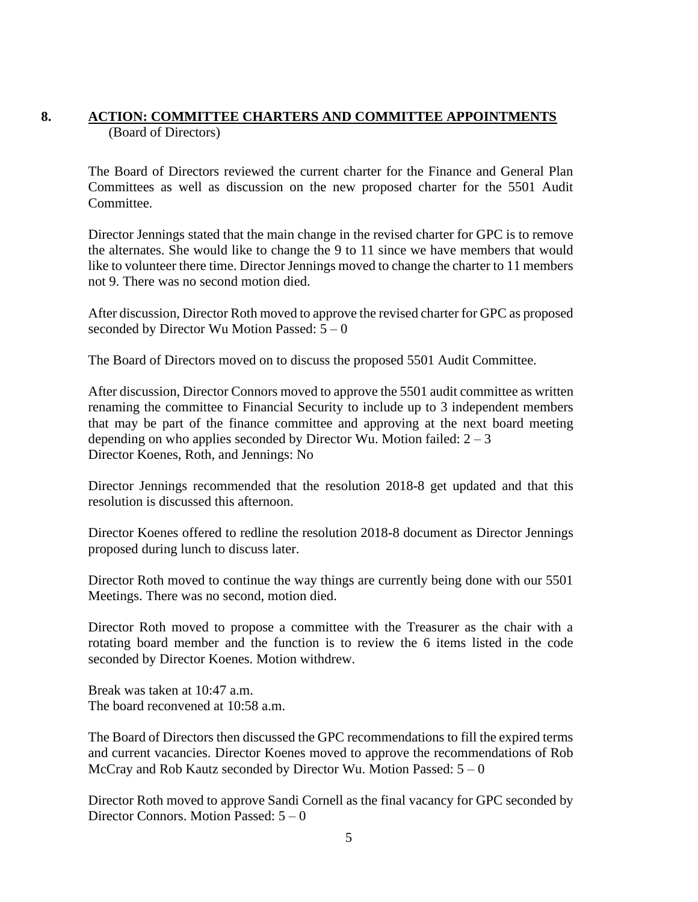## 8. ACTION: COMMITTEE CHARTERS AND COMMITTEE APPOINTMENTS

(Board of Directors)

The Board of Directors reviewed the current charter for the Finance and General Plan Committees as well as discussion on the new proposed charter for the 5501 Audit Committee.

Director Jennings stated that the main change in the revised charter for GPC is to remove the alternates. She would like to change the 9 to 11 since we have members that would like to volunteer there time. Director Jennings moved to change the charter to 11 members not 9. There was no second motion died.

After discussion, Director Roth moved to approve the revised charter for GPC as proposed seconded by Director Wu Motion Passed: 5 – 0

The Board of Directors moved on to discuss the proposed 5501 Audit Committee.

After discussion, Director Connors moved to approve the 5501 audit committee as written renaming the committee to Financial Security to include up to 3 independent members that may be part of the finance committee and approving at the next board meeting depending on who applies seconded by Director Wu. Motion failed: 2 – 3
Director Koenes, Roth, and Jennings: No

Director Jennings recommended that the resolution 2018-8 get updated and that this resolution is discussed this afternoon.

Director Koenes offered to redline the resolution 2018-8 document as Director Jennings proposed during lunch to discuss later.

Director Roth moved to continue the way things are currently being done with our 5501 Meetings. There was no second, motion died.

Director Roth moved to propose a committee with the Treasurer as the chair with a rotating board member and the function is to review the 6 items listed in the code seconded by Director Koenes. Motion withdrew.

Break was taken at 10:47 a.m.
The board reconvened at 10:58 a.m.

The Board of Directors then discussed the GPC recommendations to fill the expired terms and current vacancies. Director Koenes moved to approve the recommendations of Rob McCray and Rob Kautz seconded by Director Wu. Motion Passed: 5 – 0

Director Roth moved to approve Sandi Cornell as the final vacancy for GPC seconded by Director Connors. Motion Passed: 5 – 0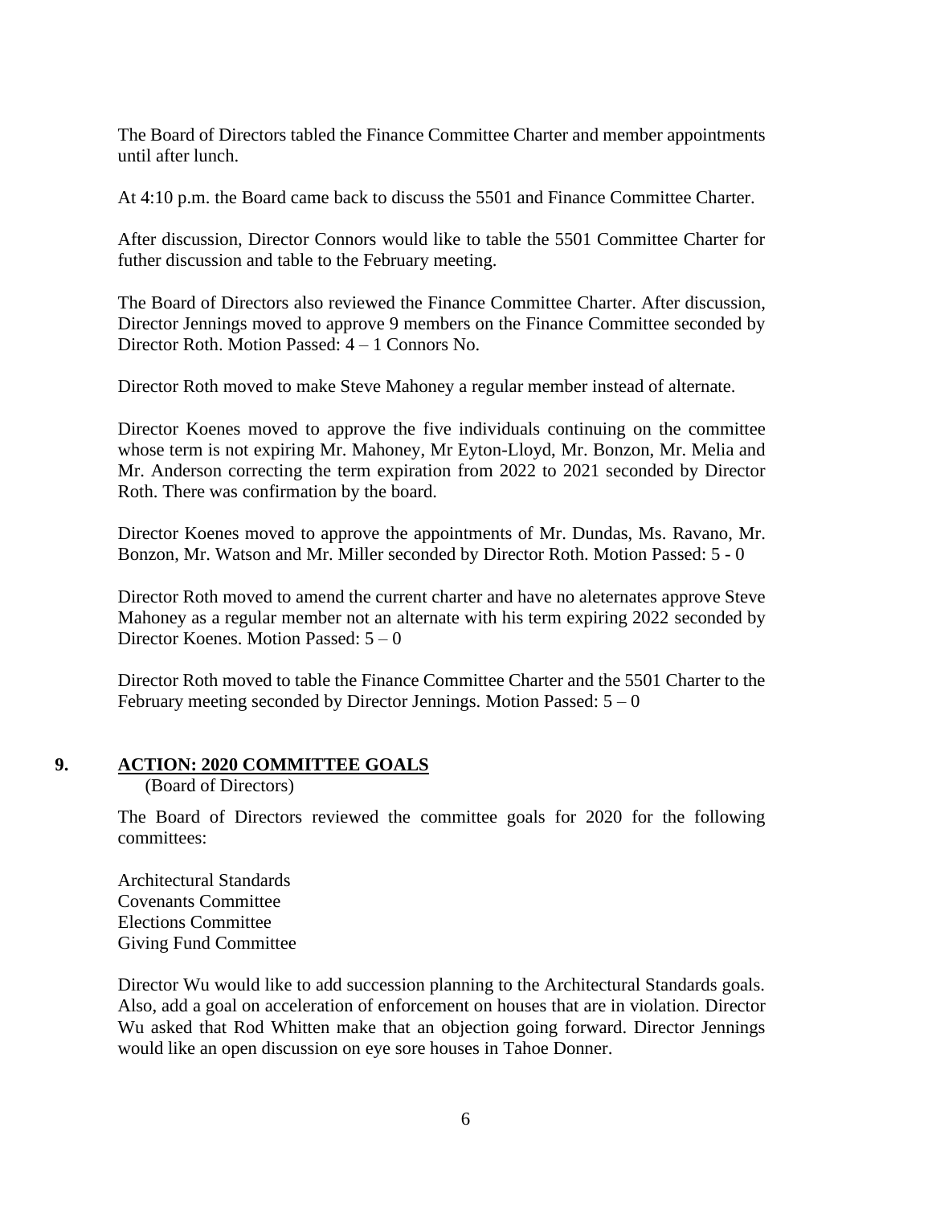The Board of Directors tabled the Finance Committee Charter and member appointments until after lunch.

At 4:10 p.m. the Board came back to discuss the 5501 and Finance Committee Charter.

After discussion, Director Connors would like to table the 5501 Committee Charter for futher discussion and table to the February meeting.

The Board of Directors also reviewed the Finance Committee Charter. After discussion, Director Jennings moved to approve 9 members on the Finance Committee seconded by Director Roth. Motion Passed: 4 – 1 Connors No.

Director Roth moved to make Steve Mahoney a regular member instead of alternate.

Director Koenes moved to approve the five individuals continuing on the committee whose term is not expiring Mr. Mahoney, Mr Eyton-Lloyd, Mr. Bonzon, Mr. Melia and Mr. Anderson correcting the term expiration from 2022 to 2021 seconded by Director Roth. There was confirmation by the board.

Director Koenes moved to approve the appointments of Mr. Dundas, Ms. Ravano, Mr. Bonzon, Mr. Watson and Mr. Miller seconded by Director Roth. Motion Passed: 5 - 0

Director Roth moved to amend the current charter and have no aleternates approve Steve Mahoney as a regular member not an alternate with his term expiring 2022 seconded by Director Koenes. Motion Passed: 5 – 0

Director Roth moved to table the Finance Committee Charter and the 5501 Charter to the February meeting seconded by Director Jennings. Motion Passed: 5 – 0

## 9. ACTION: 2020 COMMITTEE GOALS

(Board of Directors)

The Board of Directors reviewed the committee goals for 2020 for the following committees:

Architectural Standards
Covenants Committee
Elections Committee
Giving Fund Committee

Director Wu would like to add succession planning to the Architectural Standards goals. Also, add a goal on acceleration of enforcement on houses that are in violation. Director Wu asked that Rod Whitten make that an objection going forward. Director Jennings would like an open discussion on eye sore houses in Tahoe Donner.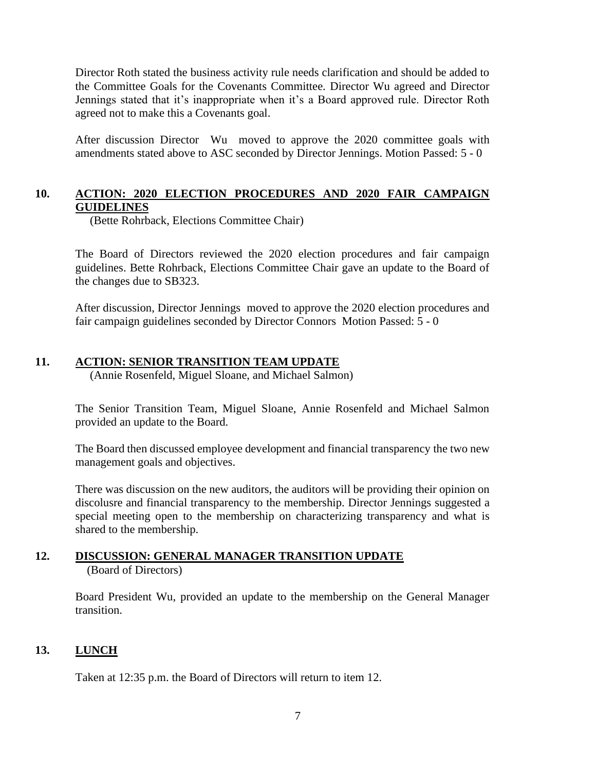Director Roth stated the business activity rule needs clarification and should be added to the Committee Goals for the Covenants Committee. Director Wu agreed and Director Jennings stated that it's inappropriate when it's a Board approved rule. Director Roth agreed not to make this a Covenants goal.

After discussion Director Wu moved to approve the 2020 committee goals with amendments stated above to ASC seconded by Director Jennings. Motion Passed: 5 - 0

## 10. ACTION: 2020 ELECTION PROCEDURES AND 2020 FAIR CAMPAIGN GUIDELINES

(Bette Rohrback, Elections Committee Chair)

The Board of Directors reviewed the 2020 election procedures and fair campaign guidelines. Bette Rohrback, Elections Committee Chair gave an update to the Board of the changes due to SB323.

After discussion, Director Jennings moved to approve the 2020 election procedures and fair campaign guidelines seconded by Director Connors Motion Passed: 5 - 0

## 11. ACTION: SENIOR TRANSITION TEAM UPDATE

(Annie Rosenfeld, Miguel Sloane, and Michael Salmon)

The Senior Transition Team, Miguel Sloane, Annie Rosenfeld and Michael Salmon provided an update to the Board.

The Board then discussed employee development and financial transparency the two new management goals and objectives.

There was discussion on the new auditors, the auditors will be providing their opinion on discolusre and financial transparency to the membership. Director Jennings suggested a special meeting open to the membership on characterizing transparency and what is shared to the membership.

## 12. DISCUSSION: GENERAL MANAGER TRANSITION UPDATE

(Board of Directors)

Board President Wu, provided an update to the membership on the General Manager transition.

## 13. LUNCH

Taken at 12:35 p.m. the Board of Directors will return to item 12.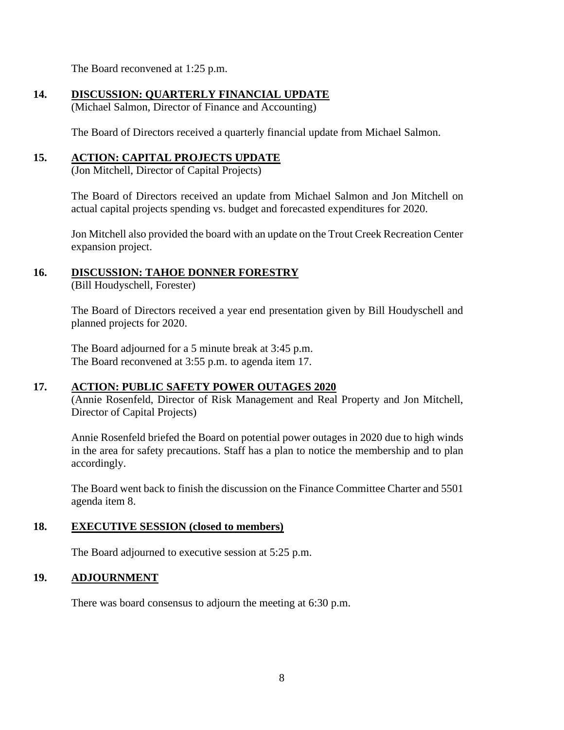The Board reconvened at 1:25 p.m.

## 14. DISCUSSION: QUARTERLY FINANCIAL UPDATE

(Michael Salmon, Director of Finance and Accounting)

The Board of Directors received a quarterly financial update from Michael Salmon.

## 15. ACTION: CAPITAL PROJECTS UPDATE

(Jon Mitchell, Director of Capital Projects)

The Board of Directors received an update from Michael Salmon and Jon Mitchell on actual capital projects spending vs. budget and forecasted expenditures for 2020.

Jon Mitchell also provided the board with an update on the Trout Creek Recreation Center expansion project.

## 16. DISCUSSION: TAHOE DONNER FORESTRY

(Bill Houdyschell, Forester)

The Board of Directors received a year end presentation given by Bill Houdyschell and planned projects for 2020.

The Board adjourned for a 5 minute break at 3:45 p.m.
The Board reconvened at 3:55 p.m. to agenda item 17.

## 17. ACTION: PUBLIC SAFETY POWER OUTAGES 2020

(Annie Rosenfeld, Director of Risk Management and Real Property and Jon Mitchell, Director of Capital Projects)

Annie Rosenfeld briefed the Board on potential power outages in 2020 due to high winds in the area for safety precautions. Staff has a plan to notice the membership and to plan accordingly.

The Board went back to finish the discussion on the Finance Committee Charter and 5501 agenda item 8.

## 18. EXECUTIVE SESSION (closed to members)

The Board adjourned to executive session at 5:25 p.m.

## 19. ADJOURNMENT

There was board consensus to adjourn the meeting at 6:30 p.m.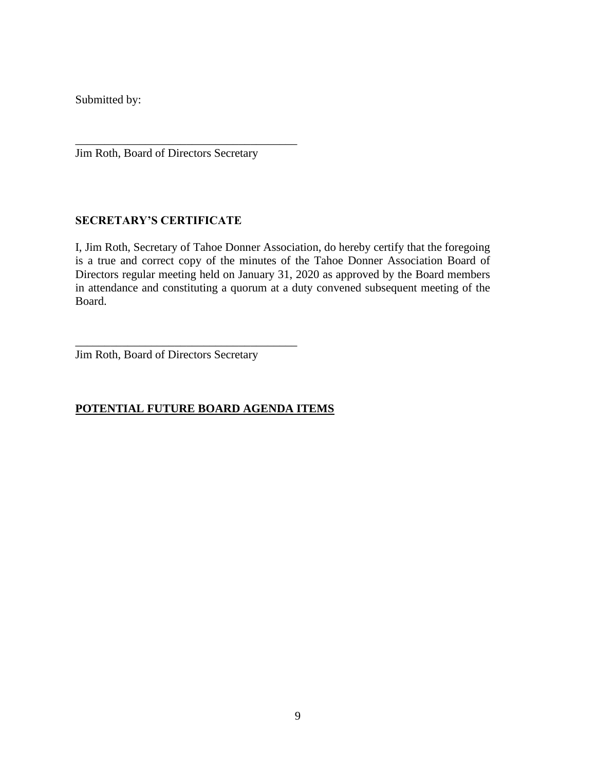Submitted by:

\_\_\_\_\_\_\_\_\_\_\_\_\_\_\_\_\_\_\_\_\_\_\_\_\_\_\_\_\_\_\_\_\_\_\_\_\_\_\_

Jim Roth, Board of Directors Secretary

**SECRETARY'S CERTIFICATE**

I, Jim Roth, Secretary of Tahoe Donner Association, do hereby certify that the foregoing is a true and correct copy of the minutes of the Tahoe Donner Association Board of Directors regular meeting held on January 31, 2020 as approved by the Board members in attendance and constituting a quorum at a duty convened subsequent meeting of the Board.

\_\_\_\_\_\_\_\_\_\_\_\_\_\_\_\_\_\_\_\_\_\_\_\_\_\_\_\_\_\_\_\_\_\_\_\_\_\_\_

Jim Roth, Board of Directors Secretary

**<u>POTENTIAL FUTURE BOARD AGENDA ITEMS</u>**